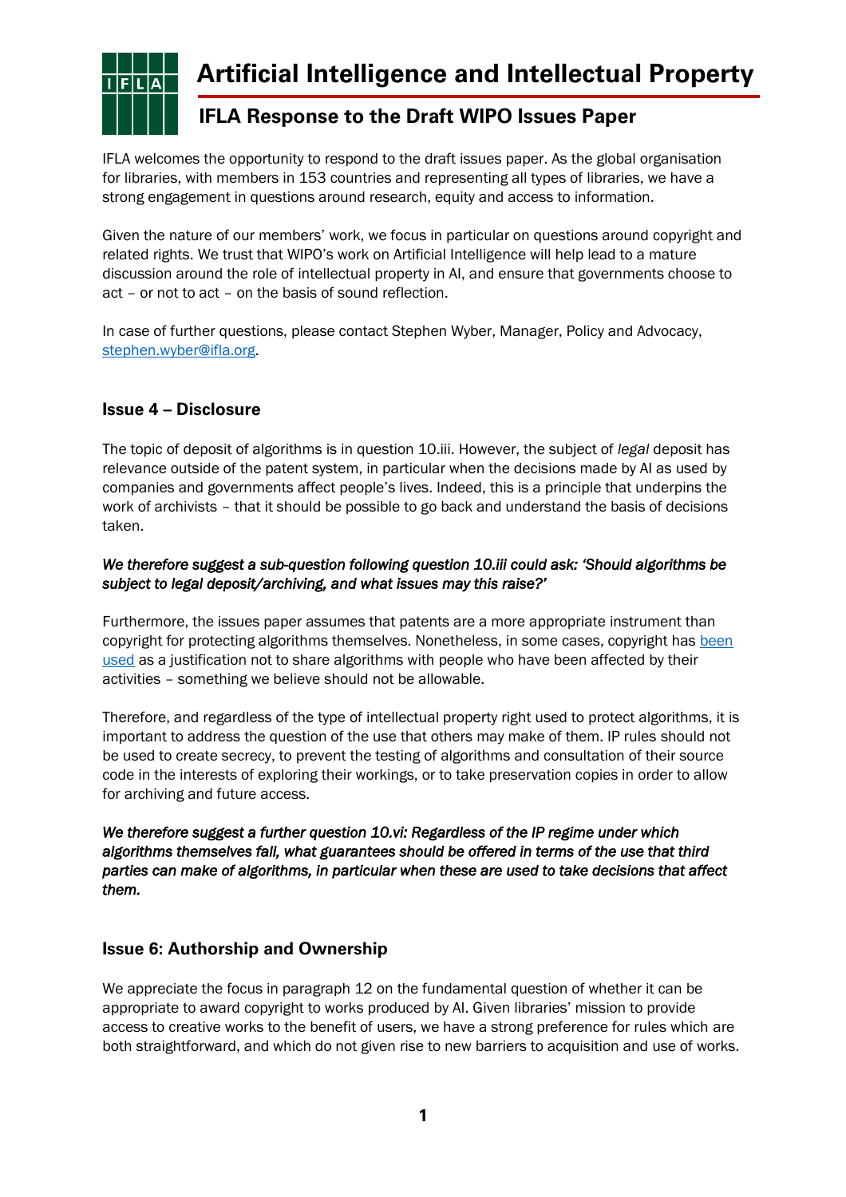# Artificial Intelligence and Intellectual Property

## IFLA Response to the Draft WIPO Issues Paper

IFLA welcomes the opportunity to respond to the draft issues paper. As the global organisation for libraries, with members in 153 countries and representing all types of libraries, we have a strong engagement in questions around research, equity and access to information.

Given the nature of our members' work, we focus in particular on questions around copyright and related rights. We trust that WIPO's work on Artificial Intelligence will help lead to a mature discussion around the role of intellectual property in AI, and ensure that governments choose to act – or not to act – on the basis of sound reflection.

In case of further questions, please contact Stephen Wyber, Manager, Policy and Advocacy, stephen.wyber@ifla.org.

### Issue 4 – Disclosure

The topic of deposit of algorithms is in question 10.iii. However, the subject of *legal* deposit has relevance outside of the patent system, in particular when the decisions made by AI as used by companies and governments affect people's lives. Indeed, this is a principle that underpins the work of archivists – that it should be possible to go back and understand the basis of decisions taken.

***We therefore suggest a sub-question following question 10.iii could ask: 'Should algorithms be subject to legal deposit/archiving, and what issues may this raise?'***

Furthermore, the issues paper assumes that patents are a more appropriate instrument than copyright for protecting algorithms themselves. Nonetheless, in some cases, copyright has been used as a justification not to share algorithms with people who have been affected by their activities – something we believe should not be allowable.

Therefore, and regardless of the type of intellectual property right used to protect algorithms, it is important to address the question of the use that others may make of them. IP rules should not be used to create secrecy, to prevent the testing of algorithms and consultation of their source code in the interests of exploring their workings, or to take preservation copies in order to allow for archiving and future access.

***We therefore suggest a further question 10.vi: Regardless of the IP regime under which algorithms themselves fall, what guarantees should be offered in terms of the use that third parties can make of algorithms, in particular when these are used to take decisions that affect them.***

### Issue 6: Authorship and Ownership

We appreciate the focus in paragraph 12 on the fundamental question of whether it can be appropriate to award copyright to works produced by AI. Given libraries' mission to provide access to creative works to the benefit of users, we have a strong preference for rules which are both straightforward, and which do not given rise to new barriers to acquisition and use of works.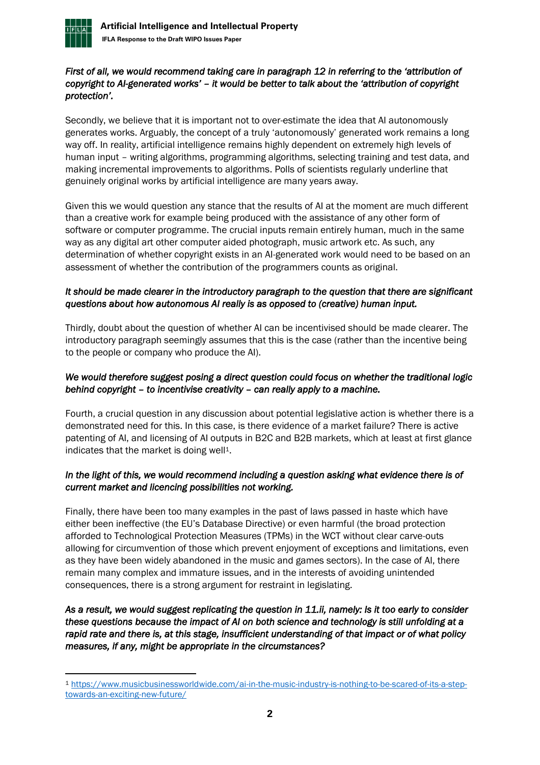*First of all, we would recommend taking care in paragraph 12 in referring to the 'attribution of copyright to AI-generated works' – it would be better to talk about the 'attribution of copyright protection'.*

Secondly, we believe that it is important not to over-estimate the idea that AI autonomously generates works. Arguably, the concept of a truly 'autonomously' generated work remains a long way off. In reality, artificial intelligence remains highly dependent on extremely high levels of human input – writing algorithms, programming algorithms, selecting training and test data, and making incremental improvements to algorithms. Polls of scientists regularly underline that genuinely original works by artificial intelligence are many years away.

Given this we would question any stance that the results of AI at the moment are much different than a creative work for example being produced with the assistance of any other form of software or computer programme. The crucial inputs remain entirely human, much in the same way as any digital art other computer aided photograph, music artwork etc. As such, any determination of whether copyright exists in an AI-generated work would need to be based on an assessment of whether the contribution of the programmers counts as original.

*It should be made clearer in the introductory paragraph to the question that there are significant questions about how autonomous AI really is as opposed to (creative) human input.*

Thirdly, doubt about the question of whether AI can be incentivised should be made clearer. The introductory paragraph seemingly assumes that this is the case (rather than the incentive being to the people or company who produce the AI).

*We would therefore suggest posing a direct question could focus on whether the traditional logic behind copyright – to incentivise creativity – can really apply to a machine.*

Fourth, a crucial question in any discussion about potential legislative action is whether there is a demonstrated need for this. In this case, is there evidence of a market failure? There is active patenting of AI, and licensing of AI outputs in B2C and B2B markets, which at least at first glance indicates that the market is doing well[1].

*In the light of this, we would recommend including a question asking what evidence there is of current market and licencing possibilities not working.*

Finally, there have been too many examples in the past of laws passed in haste which have either been ineffective (the EU's Database Directive) or even harmful (the broad protection afforded to Technological Protection Measures (TPMs) in the WCT without clear carve-outs allowing for circumvention of those which prevent enjoyment of exceptions and limitations, even as they have been widely abandoned in the music and games sectors). In the case of AI, there remain many complex and immature issues, and in the interests of avoiding unintended consequences, there is a strong argument for restraint in legislating.

*As a result, we would suggest replicating the question in 11.ii, namely: Is it too early to consider these questions because the impact of AI on both science and technology is still unfolding at a rapid rate and there is, at this stage, insufficient understanding of that impact or of what policy measures, if any, might be appropriate in the circumstances?*

---

[1] https://www.musicbusinessworldwide.com/ai-in-the-music-industry-is-nothing-to-be-scared-of-its-a-step-towards-an-exciting-new-future/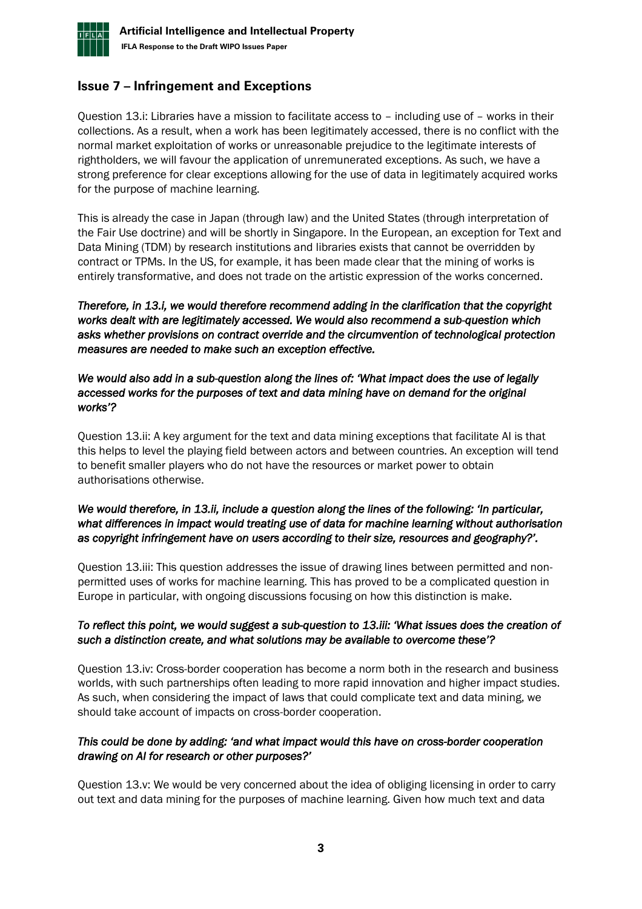## Issue 7 – Infringement and Exceptions

Question 13.i: Libraries have a mission to facilitate access to – including use of – works in their collections. As a result, when a work has been legitimately accessed, there is no conflict with the normal market exploitation of works or unreasonable prejudice to the legitimate interests of rightholders, we will favour the application of unremunerated exceptions. As such, we have a strong preference for clear exceptions allowing for the use of data in legitimately acquired works for the purpose of machine learning.

This is already the case in Japan (through law) and the United States (through interpretation of the Fair Use doctrine) and will be shortly in Singapore. In the European, an exception for Text and Data Mining (TDM) by research institutions and libraries exists that cannot be overridden by contract or TPMs. In the US, for example, it has been made clear that the mining of works is entirely transformative, and does not trade on the artistic expression of the works concerned.

*Therefore, in 13.i, we would therefore recommend adding in the clarification that the copyright works dealt with are legitimately accessed. We would also recommend a sub-question which asks whether provisions on contract override and the circumvention of technological protection measures are needed to make such an exception effective.*

*We would also add in a sub-question along the lines of: 'What impact does the use of legally accessed works for the purposes of text and data mining have on demand for the original works'?*

Question 13.ii: A key argument for the text and data mining exceptions that facilitate AI is that this helps to level the playing field between actors and between countries. An exception will tend to benefit smaller players who do not have the resources or market power to obtain authorisations otherwise.

*We would therefore, in 13.ii, include a question along the lines of the following: 'In particular, what differences in impact would treating use of data for machine learning without authorisation as copyright infringement have on users according to their size, resources and geography?'.*

Question 13.iii: This question addresses the issue of drawing lines between permitted and non-permitted uses of works for machine learning. This has proved to be a complicated question in Europe in particular, with ongoing discussions focusing on how this distinction is make.

*To reflect this point, we would suggest a sub-question to 13.iii: 'What issues does the creation of such a distinction create, and what solutions may be available to overcome these'?*

Question 13.iv: Cross-border cooperation has become a norm both in the research and business worlds, with such partnerships often leading to more rapid innovation and higher impact studies. As such, when considering the impact of laws that could complicate text and data mining, we should take account of impacts on cross-border cooperation.

*This could be done by adding: 'and what impact would this have on cross-border cooperation drawing on AI for research or other purposes?'*

Question 13.v: We would be very concerned about the idea of obliging licensing in order to carry out text and data mining for the purposes of machine learning. Given how much text and data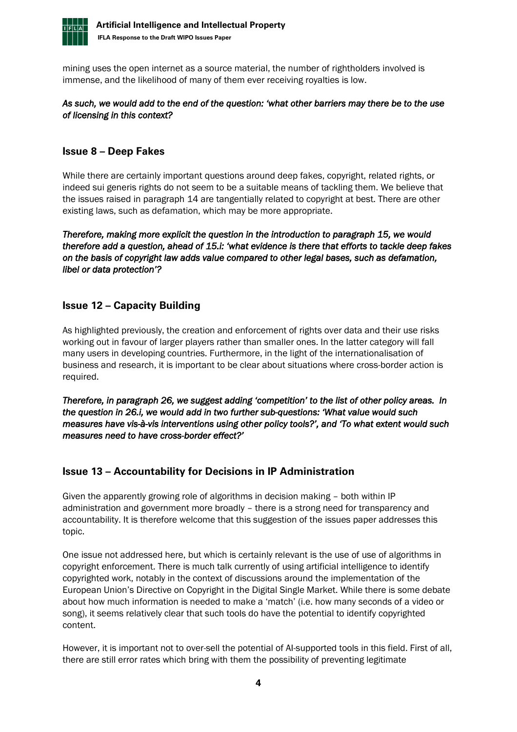mining uses the open internet as a source material, the number of rightholders involved is immense, and the likelihood of many of them ever receiving royalties is low.

*As such, we would add to the end of the question: 'what other barriers may there be to the use of licensing in this context?*

## Issue 8 – Deep Fakes

While there are certainly important questions around deep fakes, copyright, related rights, or indeed sui generis rights do not seem to be a suitable means of tackling them. We believe that the issues raised in paragraph 14 are tangentially related to copyright at best. There are other existing laws, such as defamation, which may be more appropriate.

*Therefore, making more explicit the question in the introduction to paragraph 15, we would therefore add a question, ahead of 15.i: 'what evidence is there that efforts to tackle deep fakes on the basis of copyright law adds value compared to other legal bases, such as defamation, libel or data protection'?*

## Issue 12 – Capacity Building

As highlighted previously, the creation and enforcement of rights over data and their use risks working out in favour of larger players rather than smaller ones. In the latter category will fall many users in developing countries. Furthermore, in the light of the internationalisation of business and research, it is important to be clear about situations where cross-border action is required.

*Therefore, in paragraph 26, we suggest adding 'competition' to the list of other policy areas. In the question in 26.i, we would add in two further sub-questions: 'What value would such measures have vis-à-vis interventions using other policy tools?', and 'To what extent would such measures need to have cross-border effect?'*

## Issue 13 – Accountability for Decisions in IP Administration

Given the apparently growing role of algorithms in decision making – both within IP administration and government more broadly – there is a strong need for transparency and accountability. It is therefore welcome that this suggestion of the issues paper addresses this topic.

One issue not addressed here, but which is certainly relevant is the use of use of algorithms in copyright enforcement. There is much talk currently of using artificial intelligence to identify copyrighted work, notably in the context of discussions around the implementation of the European Union's Directive on Copyright in the Digital Single Market. While there is some debate about how much information is needed to make a 'match' (i.e. how many seconds of a video or song), it seems relatively clear that such tools do have the potential to identify copyrighted content.

However, it is important not to over-sell the potential of AI-supported tools in this field. First of all, there are still error rates which bring with them the possibility of preventing legitimate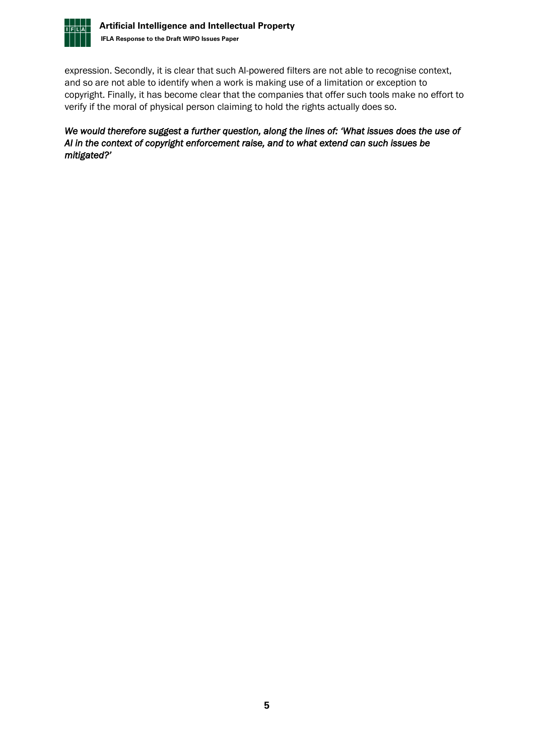expression. Secondly, it is clear that such AI-powered filters are not able to recognise context, and so are not able to identify when a work is making use of a limitation or exception to copyright. Finally, it has become clear that the companies that offer such tools make no effort to verify if the moral of physical person claiming to hold the rights actually does so.

*We would therefore suggest a further question, along the lines of: 'What issues does the use of AI in the context of copyright enforcement raise, and to what extend can such issues be mitigated?'*